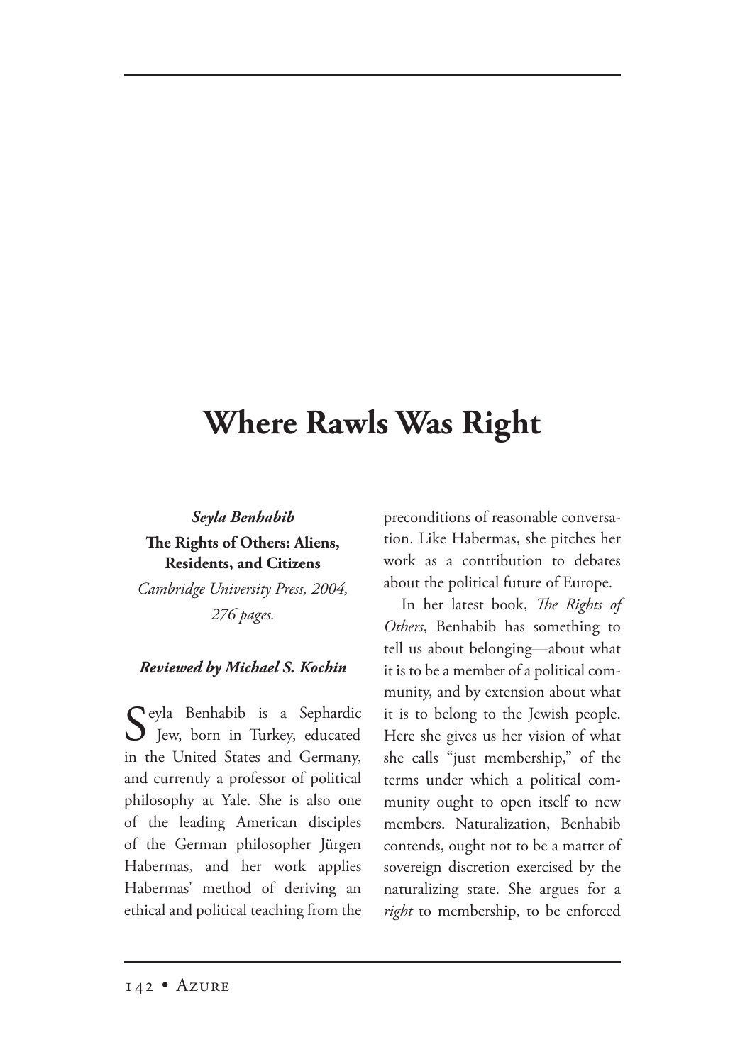# Where Rawls Was Right

***Seyla Benhabib***
**The Rights of Others: Aliens, Residents, and Citizens**
*Cambridge University Press, 2004, 276 pages.*

***Reviewed by Michael S. Kochin***

Seyla Benhabib is a Sephardic Jew, born in Turkey, educated in the United States and Germany, and currently a professor of political philosophy at Yale. She is also one of the leading American disciples of the German philosopher Jürgen Habermas, and her work applies Habermas' method of deriving an ethical and political teaching from the preconditions of reasonable conversation. Like Habermas, she pitches her work as a contribution to debates about the political future of Europe.

In her latest book, *The Rights of Others*, Benhabib has something to tell us about belonging—about what it is to be a member of a political community, and by extension about what it is to belong to the Jewish people. Here she gives us her vision of what she calls "just membership," of the terms under which a political community ought to open itself to new members. Naturalization, Benhabib contends, ought not to be a matter of sovereign discretion exercised by the naturalizing state. She argues for a *right* to membership, to be enforced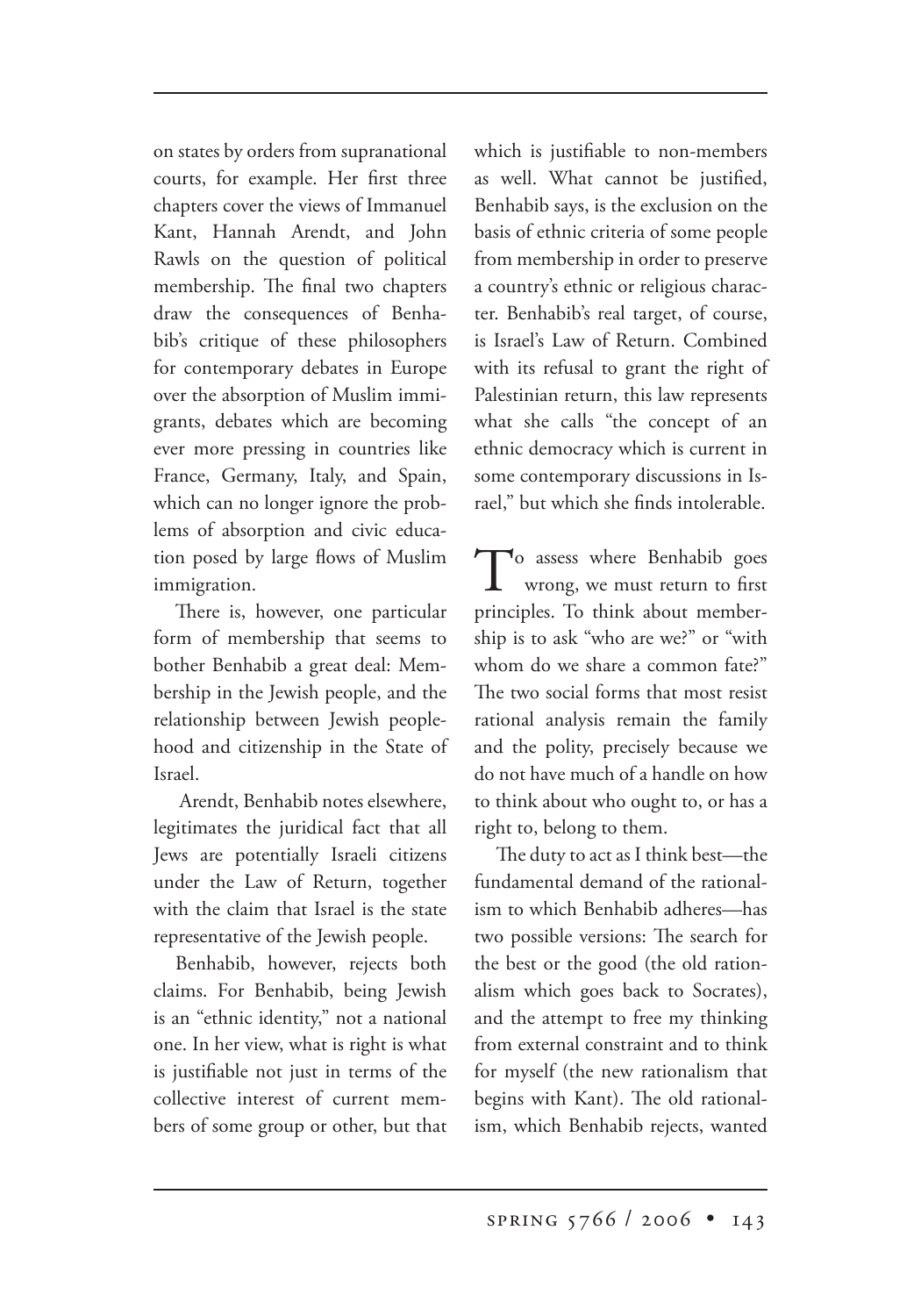on states by orders from supranational courts, for example. Her first three chapters cover the views of Immanuel Kant, Hannah Arendt, and John Rawls on the question of political membership. The final two chapters draw the consequences of Benhabib's critique of these philosophers for contemporary debates in Europe over the absorption of Muslim immigrants, debates which are becoming ever more pressing in countries like France, Germany, Italy, and Spain, which can no longer ignore the problems of absorption and civic education posed by large flows of Muslim immigration.

There is, however, one particular form of membership that seems to bother Benhabib a great deal: Membership in the Jewish people, and the relationship between Jewish peoplehood and citizenship in the State of Israel.

Arendt, Benhabib notes elsewhere, legitimates the juridical fact that all Jews are potentially Israeli citizens under the Law of Return, together with the claim that Israel is the state representative of the Jewish people.

Benhabib, however, rejects both claims. For Benhabib, being Jewish is an "ethnic identity," not a national one. In her view, what is right is what is justifiable not just in terms of the collective interest of current members of some group or other, but that which is justifiable to non-members as well. What cannot be justified, Benhabib says, is the exclusion on the basis of ethnic criteria of some people from membership in order to preserve a country's ethnic or religious character. Benhabib's real target, of course, is Israel's Law of Return. Combined with its refusal to grant the right of Palestinian return, this law represents what she calls "the concept of an ethnic democracy which is current in some contemporary discussions in Israel," but which she finds intolerable.

To assess where Benhabib goes wrong, we must return to first principles. To think about membership is to ask "who are we?" or "with whom do we share a common fate?" The two social forms that most resist rational analysis remain the family and the polity, precisely because we do not have much of a handle on how to think about who ought to, or has a right to, belong to them.

The duty to act as I think best—the fundamental demand of the rationalism to which Benhabib adheres—has two possible versions: The search for the best or the good (the old rationalism which goes back to Socrates), and the attempt to free my thinking from external constraint and to think for myself (the new rationalism that begins with Kant). The old rationalism, which Benhabib rejects, wanted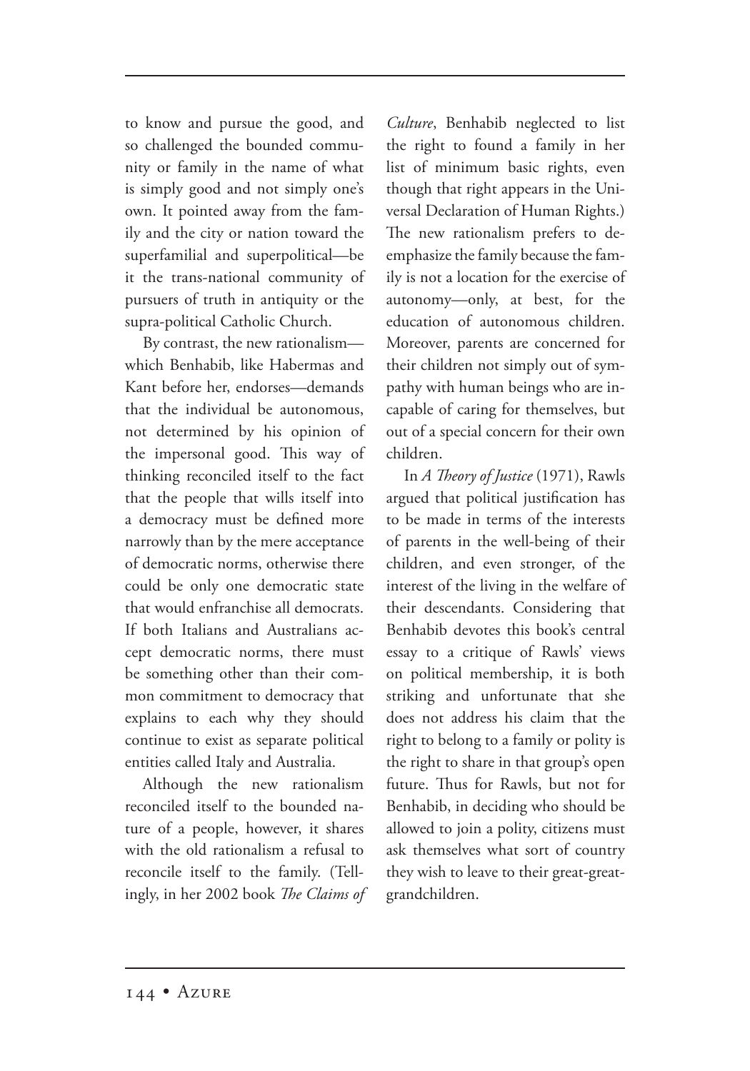to know and pursue the good, and so challenged the bounded community or family in the name of what is simply good and not simply one's own. It pointed away from the family and the city or nation toward the superfamilial and superpolitical—be it the trans-national community of pursuers of truth in antiquity or the supra-political Catholic Church.

By contrast, the new rationalism—which Benhabib, like Habermas and Kant before her, endorses—demands that the individual be autonomous, not determined by his opinion of the impersonal good. This way of thinking reconciled itself to the fact that the people that wills itself into a democracy must be defined more narrowly than by the mere acceptance of democratic norms, otherwise there could be only one democratic state that would enfranchise all democrats. If both Italians and Australians accept democratic norms, there must be something other than their common commitment to democracy that explains to each why they should continue to exist as separate political entities called Italy and Australia.

Although the new rationalism reconciled itself to the bounded nature of a people, however, it shares with the old rationalism a refusal to reconcile itself to the family. (Tellingly, in her 2002 book *The Claims of Culture*, Benhabib neglected to list the right to found a family in her list of minimum basic rights, even though that right appears in the Universal Declaration of Human Rights.) The new rationalism prefers to deemphasize the family because the family is not a location for the exercise of autonomy—only, at best, for the education of autonomous children. Moreover, parents are concerned for their children not simply out of sympathy with human beings who are incapable of caring for themselves, but out of a special concern for their own children.

In *A Theory of Justice* (1971), Rawls argued that political justification has to be made in terms of the interests of parents in the well-being of their children, and even stronger, of the interest of the living in the welfare of their descendants. Considering that Benhabib devotes this book's central essay to a critique of Rawls' views on political membership, it is both striking and unfortunate that she does not address his claim that the right to belong to a family or polity is the right to share in that group's open future. Thus for Rawls, but not for Benhabib, in deciding who should be allowed to join a polity, citizens must ask themselves what sort of country they wish to leave to their great-great-grandchildren.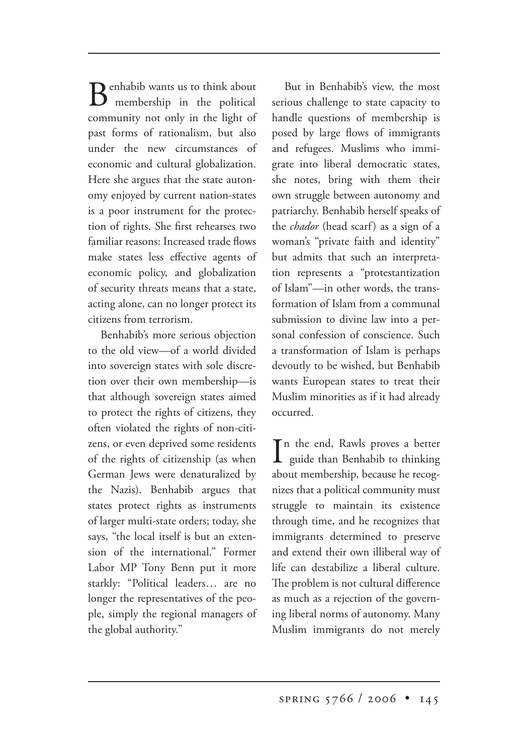Benhabib wants us to think about membership in the political community not only in the light of past forms of rationalism, but also under the new circumstances of economic and cultural globalization. Here she argues that the state autonomy enjoyed by current nation-states is a poor instrument for the protection of rights. She first rehearses two familiar reasons: Increased trade flows make states less effective agents of economic policy, and globalization of security threats means that a state, acting alone, can no longer protect its citizens from terrorism.

Benhabib's more serious objection to the old view—of a world divided into sovereign states with sole discretion over their own membership—is that although sovereign states aimed to protect the rights of citizens, they often violated the rights of non-citizens, or even deprived some residents of the rights of citizenship (as when German Jews were denaturalized by the Nazis). Benhabib argues that states protect rights as instruments of larger multi-state orders; today, she says, "the local itself is but an extension of the international." Former Labor MP Tony Benn put it more starkly: "Political leaders… are no longer the representatives of the people, simply the regional managers of the global authority."

But in Benhabib's view, the most serious challenge to state capacity to handle questions of membership is posed by large flows of immigrants and refugees. Muslims who immigrate into liberal democratic states, she notes, bring with them their own struggle between autonomy and patriarchy. Benhabib herself speaks of the *chador* (head scarf) as a sign of a woman's "private faith and identity" but admits that such an interpretation represents a "protestantization of Islam"—in other words, the transformation of Islam from a communal submission to divine law into a personal confession of conscience. Such a transformation of Islam is perhaps devoutly to be wished, but Benhabib wants European states to treat their Muslim minorities as if it had already occurred.

In the end, Rawls proves a better guide than Benhabib to thinking about membership, because he recognizes that a political community must struggle to maintain its existence through time, and he recognizes that immigrants determined to preserve and extend their own illiberal way of life can destabilize a liberal culture. The problem is not cultural difference as much as a rejection of the governing liberal norms of autonomy. Many Muslim immigrants do not merely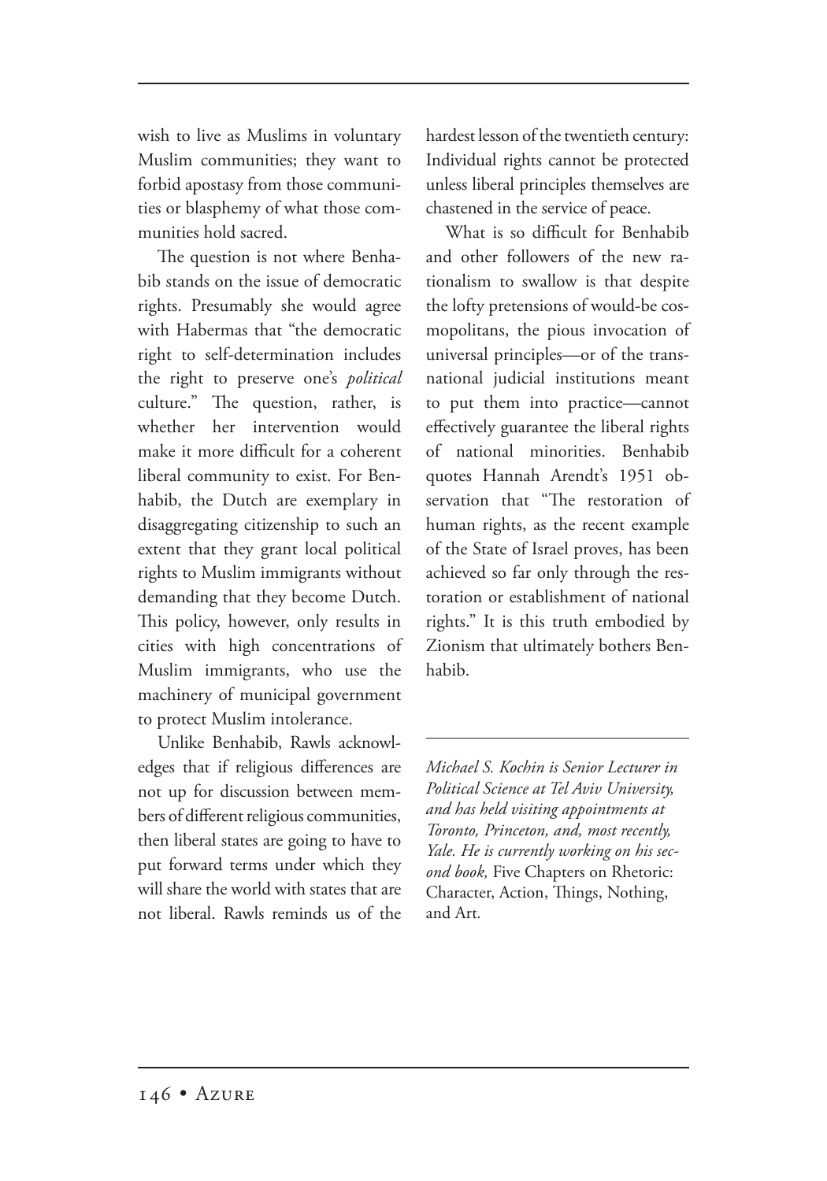wish to live as Muslims in voluntary Muslim communities; they want to forbid apostasy from those communities or blasphemy of what those communities hold sacred.

The question is not where Benhabib stands on the issue of democratic rights. Presumably she would agree with Habermas that "the democratic right to self-determination includes the right to preserve one's *political* culture." The question, rather, is whether her intervention would make it more difficult for a coherent liberal community to exist. For Benhabib, the Dutch are exemplary in disaggregating citizenship to such an extent that they grant local political rights to Muslim immigrants without demanding that they become Dutch. This policy, however, only results in cities with high concentrations of Muslim immigrants, who use the machinery of municipal government to protect Muslim intolerance.

Unlike Benhabib, Rawls acknowledges that if religious differences are not up for discussion between members of different religious communities, then liberal states are going to have to put forward terms under which they will share the world with states that are not liberal. Rawls reminds us of the hardest lesson of the twentieth century: Individual rights cannot be protected unless liberal principles themselves are chastened in the service of peace.

What is so difficult for Benhabib and other followers of the new rationalism to swallow is that despite the lofty pretensions of would-be cosmopolitans, the pious invocation of universal principles—or of the transnational judicial institutions meant to put them into practice—cannot effectively guarantee the liberal rights of national minorities. Benhabib quotes Hannah Arendt's 1951 observation that "The restoration of human rights, as the recent example of the State of Israel proves, has been achieved so far only through the restoration or establishment of national rights." It is this truth embodied by Zionism that ultimately bothers Benhabib.

---

*Michael S. Kochin is Senior Lecturer in Political Science at Tel Aviv University, and has held visiting appointments at Toronto, Princeton, and, most recently, Yale. He is currently working on his second book,* Five Chapters on Rhetoric: Character, Action, Things, Nothing, and Art.